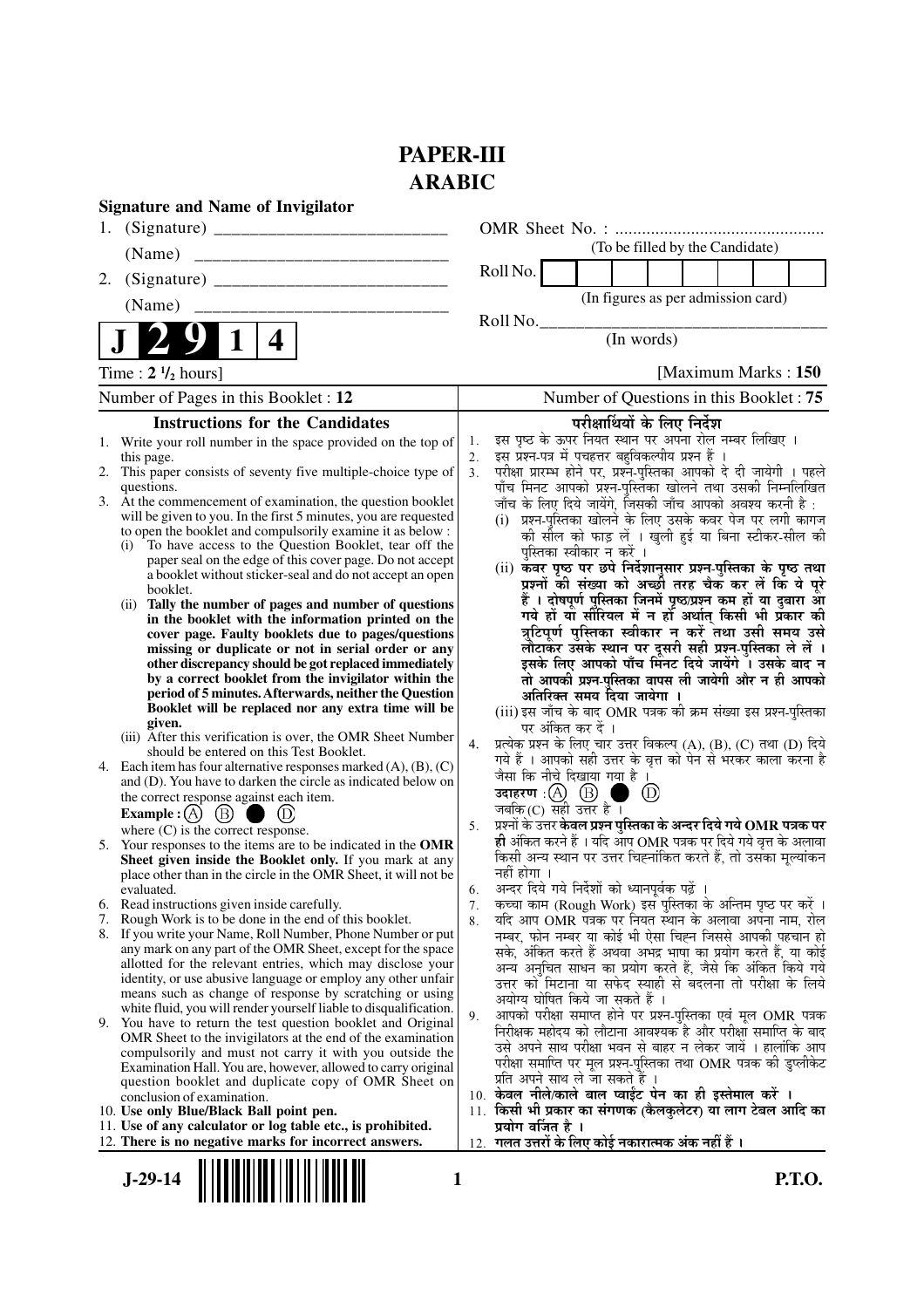# PAPER-III
# ARABIC

**Signature and Name of Invigilator**

1. (Signature) __________________________
   (Name) ____________________________
2. (Signature) __________________________
   (Name) ____________________________

OMR Sheet No. : ...............................................
(To be filled by the Candidate)

Roll No. [ | | | | | | | ]
(In figures as per admission card)

Roll No.________________________________
(In words)

**J 2 9 1 4**

Time : **2 ½ hours**] [Maximum Marks : **150**

Number of Pages in this Booklet : 12

Number of Questions in this Booklet : 75

## Instructions for the Candidates

1. Write your roll number in the space provided on the top of this page.
2. This paper consists of seventy five multiple-choice type of questions.
3. At the commencement of examination, the question booklet will be given to you. In the first 5 minutes, you are requested to open the booklet and compulsorily examine it as below :
   (i) To have access to the Question Booklet, tear off the paper seal on the edge of this cover page. Do not accept a booklet without sticker-seal and do not accept an open booklet.
   (ii) **Tally the number of pages and number of questions in the booklet with the information printed on the cover page. Faulty booklets due to pages/questions missing or duplicate or not in serial order or any other discrepancy should be got replaced immediately by a correct booklet from the invigilator within the period of 5 minutes. Afterwards, neither the Question Booklet will be replaced nor any extra time will be given.**
   (iii) After this verification is over, the OMR Sheet Number should be entered on this Test Booklet.
4. Each item has four alternative responses marked (A), (B), (C) and (D). You have to darken the circle as indicated below on the correct response against each item.
   **Example :** (A) (B) ● (D)
   where (C) is the correct response.
5. Your responses to the items are to be indicated in the **OMR Sheet given inside the Booklet only.** If you mark at any place other than in the circle in the OMR Sheet, it will not be evaluated.
6. Read instructions given inside carefully.
7. Rough Work is to be done in the end of this booklet.
8. If you write your Name, Roll Number, Phone Number or put any mark on any part of the OMR Sheet, except for the space allotted for the relevant entries, which may disclose your identity, or use abusive language or employ any other unfair means such as change of response by scratching or using white fluid, you will render yourself liable to disqualification.
9. You have to return the test question booklet and Original OMR Sheet to the invigilators at the end of the examination compulsorily and must not carry it with you outside the Examination Hall. You are, however, allowed to carry original question booklet and duplicate copy of OMR Sheet on conclusion of examination.
10. **Use only Blue/Black Ball point pen.**
11. **Use of any calculator or log table etc., is prohibited.**
12. **There is no negative marks for incorrect answers.**

## परीक्षार्थियों के लिए निर्देश

1. इस पृष्ठ के ऊपर नियत स्थान पर अपना रोल नम्बर लिखिए ।
2. इस प्रश्न-पत्र में पचहत्तर बहुविकल्पीय प्रश्न हैं ।
3. परीक्षा प्रारम्भ होने पर, प्रश्न-पुस्तिका आपको दे दी जायेगी । पहले पाँच मिनट आपको प्रश्न-पुस्तिका खोलने तथा उसकी निम्नलिखित जाँच के लिए दिये जायेंगे, जिसकी जाँच आपको अवश्य करनी है :
   (i) प्रश्न-पुस्तिका खोलने के लिए उसके कवर पेज पर लगी कागज की सील को फाड़ लें । खुली हुई या बिना स्टीकर-सील की पुस्तिका स्वीकार न करें ।
   (ii) **कवर पृष्ठ पर छपे निर्देशानुसार प्रश्न-पुस्तिका के पृष्ठ तथा प्रश्नों की संख्या को अच्छी तरह चैक कर लें कि ये पूरे हैं । दोषपूर्ण पुस्तिका जिनमें पृष्ठ/प्रश्न कम हों या दुबारा आ गये हों या सीरियल में न हों अर्थात् किसी भी प्रकार की त्रुटिपूर्ण पुस्तिका स्वीकार न करें तथा उसी समय उसे लौटाकर उसके स्थान पर दूसरी सही प्रश्न-पुस्तिका ले लें । इसके लिए आपको पाँच मिनट दिये जायेंगे । उसके बाद न तो आपकी प्रश्न-पुस्तिका वापस ली जायेगी और न ही आपको अतिरिक्त समय दिया जायेगा ।**
   (iii) इस जाँच के बाद OMR पत्रक की क्रम संख्या इस प्रश्न-पुस्तिका पर अंकित कर दें ।
4. प्रत्येक प्रश्न के लिए चार उत्तर विकल्प (A), (B), (C) तथा (D) दिये गये हैं । आपको सही उत्तर के वृत्त को पेन से भरकर काला करना है जैसा कि नीचे दिखाया गया है ।
   **उदाहरण :** (A) (B) ● (D)
   जबकि (C) सही उत्तर है ।
5. प्रश्नों के उत्तर **केवल प्रश्न पुस्तिका के अन्दर दिये गये OMR पत्रक पर ही** अंकित करने हैं । यदि आप OMR पत्रक पर दिये गये वृत्त के अलावा किसी अन्य स्थान पर उत्तर चिह्नांकित करते हैं, तो उसका मूल्यांकन नहीं होगा ।
6. अन्दर दिये गये निर्देशों को ध्यानपूर्वक पढ़ें ।
7. कच्चा काम (Rough Work) इस पुस्तिका के अन्तिम पृष्ठ पर करें ।
8. यदि आप OMR पत्रक पर नियत स्थान के अलावा अपना नाम, रोल नम्बर, फोन नम्बर या कोई भी ऐसा चिह्न जिससे आपकी पहचान हो सके, अंकित करते हैं अथवा अभद्र भाषा का प्रयोग करते हैं, या कोई अन्य अनुचित साधन का प्रयोग करते हैं, जैसे कि अंकित किये गये उत्तर को मिटाना या सफेद स्याही से बदलना तो परीक्षा के लिये अयोग्य घोषित किये जा सकते हैं ।
9. आपको परीक्षा समाप्त होने पर प्रश्न-पुस्तिका एवं मूल OMR पत्रक निरीक्षक महोदय को लौटाना आवश्यक है और परीक्षा समाप्ति के बाद उसे अपने साथ परीक्षा भवन से बाहर न लेकर जायें । हालांकि आप परीक्षा समाप्ति पर मूल प्रश्न-पुस्तिका तथा OMR पत्रक की डुप्लीकेट प्रति अपने साथ ले जा सकते हैं ।
10. **केवल नीले/काले बाल प्वाईंट पेन का ही इस्तेमाल करें ।**
11. **किसी भी प्रकार का संगणक (कैलकुलेटर) या लाग टेबल आदि का प्रयोग वर्जित है ।**
12. **गलत उत्तरों के लिए कोई नकारात्मक अंक नहीं हैं ।**

**J-29-14** **P.T.O.**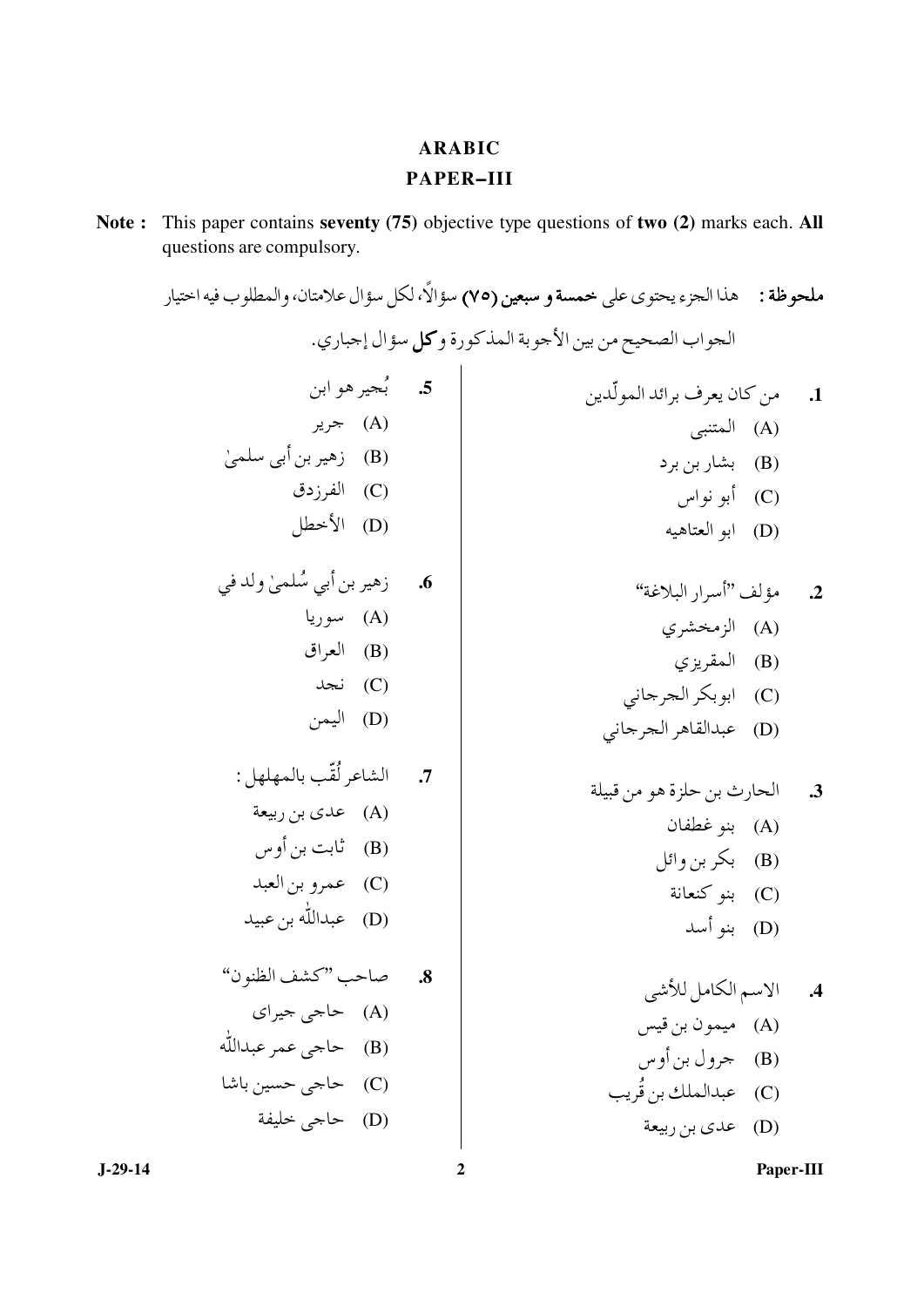# ARABIC

## PAPER–III

**Note :** This paper contains **seventy (75)** objective type questions of **two (2)** marks each. **All** questions are compulsory.

**ملحوظة :** هذا الجزء يحتوى على **خمسة و سبعين (٧٥)** سؤالاً، لكل سؤال علامتان، والمطلوب فيه اختيار الجواب الصحيح من بين الأجوبة المذكورة و**كل** سؤال إجباري.

**1.** من كان يعرف برائد المولّدين
(A) المتنبى
(B) بشار بن برد
(C) أبو نواس
(D) ابو العتاهيه

**2.** مؤلف "أسرار البلاغة"
(A) الزمخشري
(B) المقريزي
(C) ابوبكر الجرجاني
(D) عبدالقاهر الجرجاني

**3.** الحارث بن حلزة هو من قبيلة
(A) بنو غطفان
(B) بكر بن وائل
(C) بنو كنعانة
(D) بنو أسد

**4.** الاسم الكامل للأشى
(A) ميمون بن قيس
(B) جرول بن أوس
(C) عبدالملك بن قُريب
(D) عدى بن ربيعة

**5.** بُجير هو ابن
(A) جرير
(B) زهير بن أبى سلمىٰ
(C) الفرزدق
(D) الأخطل

**6.** زهير بن أبي سُلمىٰ ولد في
(A) سوريا
(B) العراق
(C) نجد
(D) اليمن

**7.** الشاعر لُقّب بالمهلهل :
(A) عدى بن ربيعة
(B) ثابت بن أوس
(C) عمرو بن العبد
(D) عبدالله بن عبيد

**8.** صاحب "كشف الظنون"
(A) حاجى جيراى
(B) حاجى عمر عبدالله
(C) حاجى حسين باشا
(D) حاجى خليفة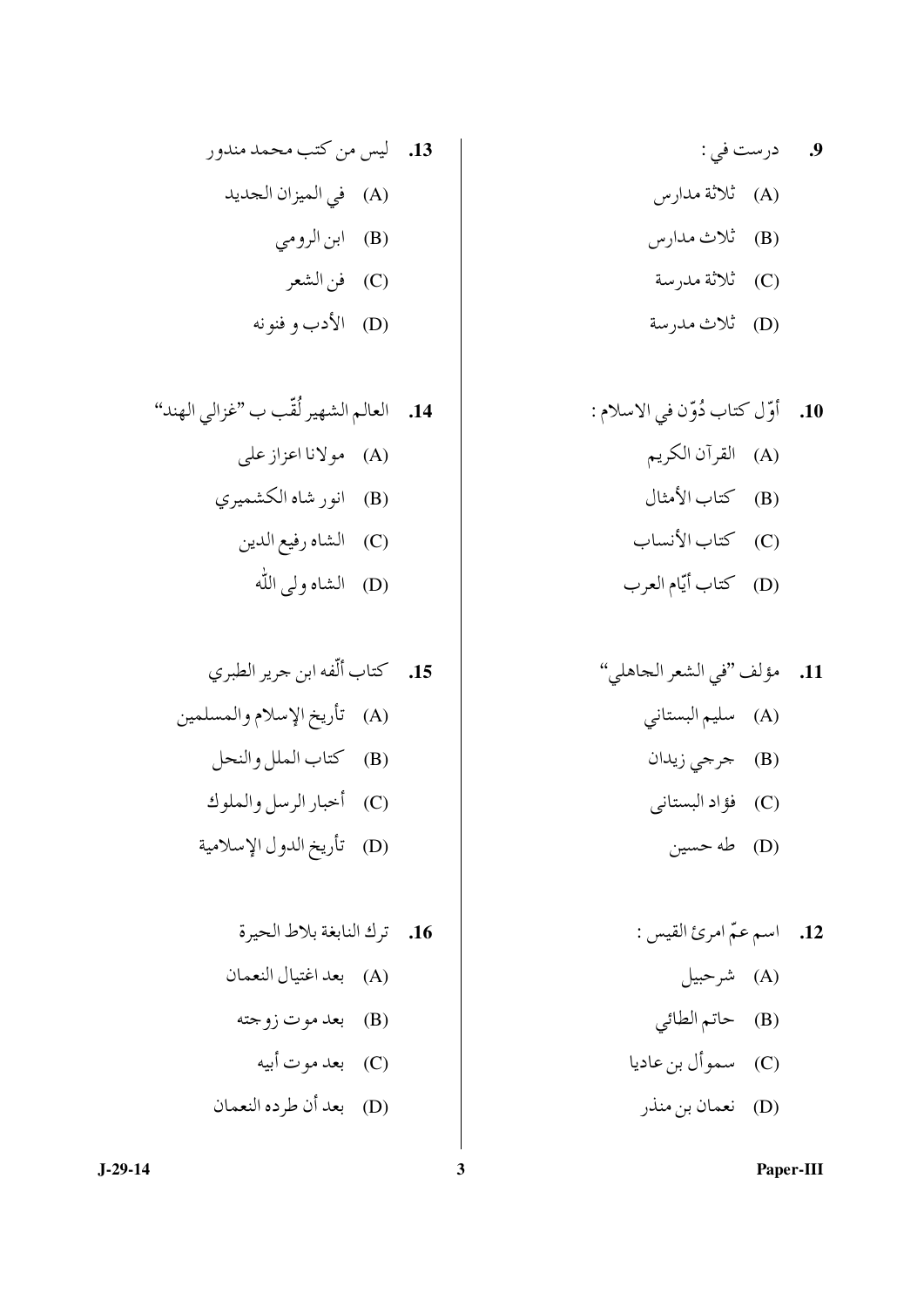**9.** درست في :

(A) ثلاثة مدارس

(B) ثلاث مدارس

(C) ثلاثة مدرسة

(D) ثلاث مدرسة

**10.** أوّل كتاب دُوّن في الاسلام :

(A) القرآن الكريم

(B) كتاب الأمثال

(C) كتاب الأنساب

(D) كتاب أيّام العرب

**11.** مؤلف "في الشعر الجاهلي"

(A) سليم البستاني

(B) جرجي زيدان

(C) فؤاد البستانى

(D) طه حسين

**12.** اسم عمّ امرئ القيس :

(A) شرحبيل

(B) حاتم الطائي

(C) سموأل بن عاديا

(D) نعمان بن منذر

**13.** ليس من كتب محمد مندور

(A) في الميزان الجديد

(B) ابن الرومي

(C) فن الشعر

(D) الأدب و فنونه

**14.** العالم الشهير لُقّب ب "غزالي الهند"

(A) مولانا اعزاز على

(B) انور شاه الكشميري

(C) الشاه رفيع الدين

(D) الشاه ولى اللّه

**15.** كتاب ألّفه ابن جرير الطبري

(A) تأريخ الإسلام والمسلمين

(B) كتاب الملل والنحل

(C) أخبار الرسل والملوك

(D) تأريخ الدول الإسلامية

**16.** ترك النابغة بلاط الحيرة

(A) بعد اغتيال النعمان

(B) بعد موت زوجته

(C) بعد موت أبيه

(D) بعد أن طرده النعمان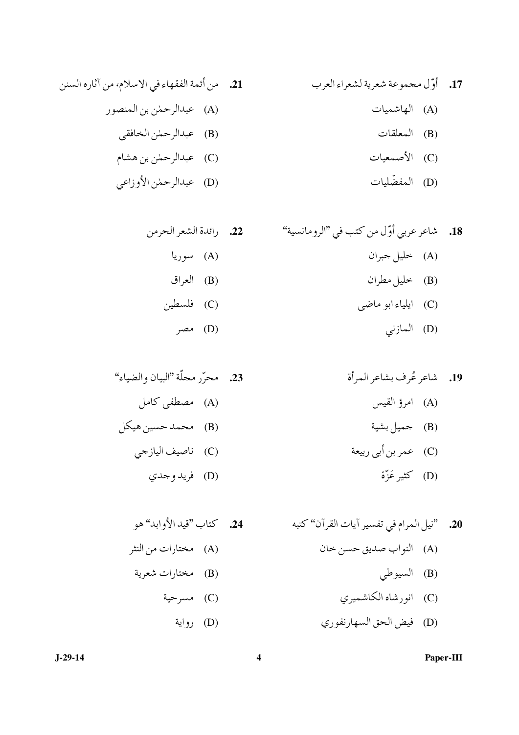**17.** أوّل مجموعة شعرية لشعراء العرب

(A) الهاشميات

(B) المعلقات

(C) الأصمعيات

(D) المفضّليات

**18.** شاعر عربي أوّل من كتب في "الرومانسية"

(A) خليل جبران

(B) خليل مطران

(C) ايلياء ابو ماضى

(D) المازني

**19.** شاعر عُرف بشاعر المرأة

(A) امرؤ القيس

(B) جميل بشية

(C) عمر بن أبى ربيعة

(D) كثير عَزّة

**20.** "نيل المرام في تفسير آيات القرآن" كتبه

(A) النواب صديق حسن خان

(B) السيوطي

(C) انورشاه الكاشميري

(D) فيض الحق السهارنفوري

**21.** من أئمة الفقهاء في الاسلام، من آثاره السنن

(A) عبدالرحمٰن بن المنصور

(B) عبدالرحمٰن الخافقى

(C) عبدالرحمٰن بن هشام

(D) عبدالرحمٰن الأوزاعي

**22.** رائدة الشعر الحرمن

(A) سوريا

(B) العراق

(C) فلسطين

(D) مصر

**23.** محرّر مجلّة "البيان والضياء"

(A) مصطفى كامل

(B) محمد حسين هيكل

(C) ناصيف اليازجي

(D) فريد وجدي

**24.** كتاب "قيد الأوابد" هو

(A) مختارات من النثر

(B) مختارات شعرية

(C) مسرحية

(D) رواية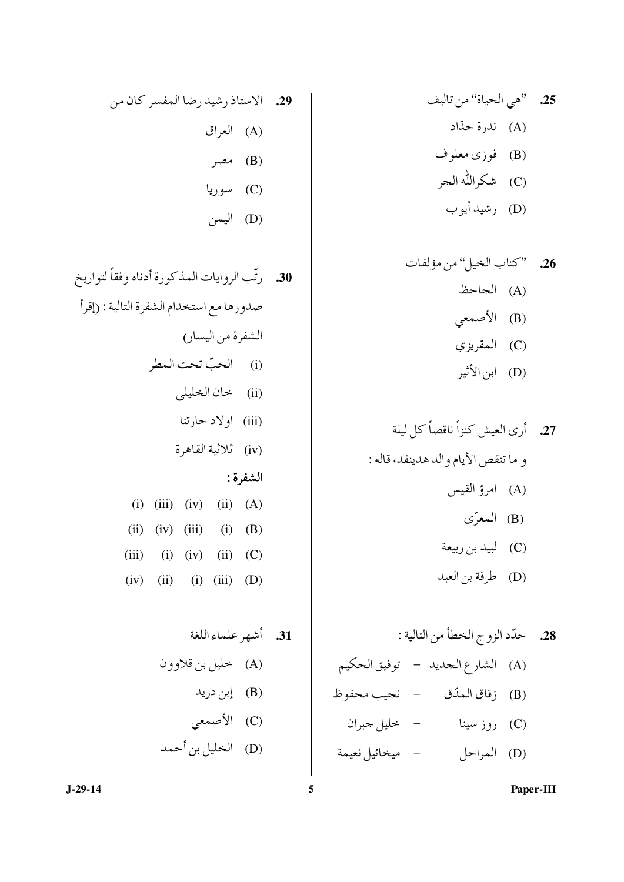**25.** "هي الحياة" من تاليف

(A) ندرة حدّاد

(B) فوزى معلوف

(C) شكراللّه الجر

(D) رشيد أيوب

**26.** "كتاب الخيل" من مؤلفات

(A) الجاحظ

(B) الأصمعي

(C) المقريزي

(D) ابن الأثير

**27.** أرى العيش كنزاً ناقصاً كل ليلة
و ما تنقص الأيام والد هدينفد، قاله :

(A) امرؤ القيس

(B) المعرّى

(C) لبيد بن ربيعة

(D) طرفة بن العبد

**28.** حدّد الزوج الخطأ من التالية :

(A) الشارع الجديد – توفيق الحكيم

(B) زقاق المدّق – نجيب محفوظ

(C) روز سينا – خليل جبران

(D) المراحل – ميخائيل نعيمة

**29.** الاستاذ رشيد رضا المفسر كان من

(A) العراق

(B) مصر

(C) سوريا

(D) اليمن

**30.** رتّب الروايات المذكورة أدناه وفقاً لتواريخ صدورها مع استخدام الشفرة التالية : (إقرأ الشفرة من اليسار)

(i) الحبّ تحت المطر

(ii) خان الخليلى

(iii) اولاد حارتنا

(iv) ثلاثية القاهرة

**الشفرة :**

(A) (ii) (iv) (iii) (i)

(B) (i) (iii) (iv) (ii)

(C) (ii) (iv) (i) (iii)

(D) (iii) (i) (ii) (iv)

**31.** أشهر علماء اللغة

(A) خليل بن قلاوون

(B) إبن دريد

(C) الأصمعي

(D) الخليل بن أحمد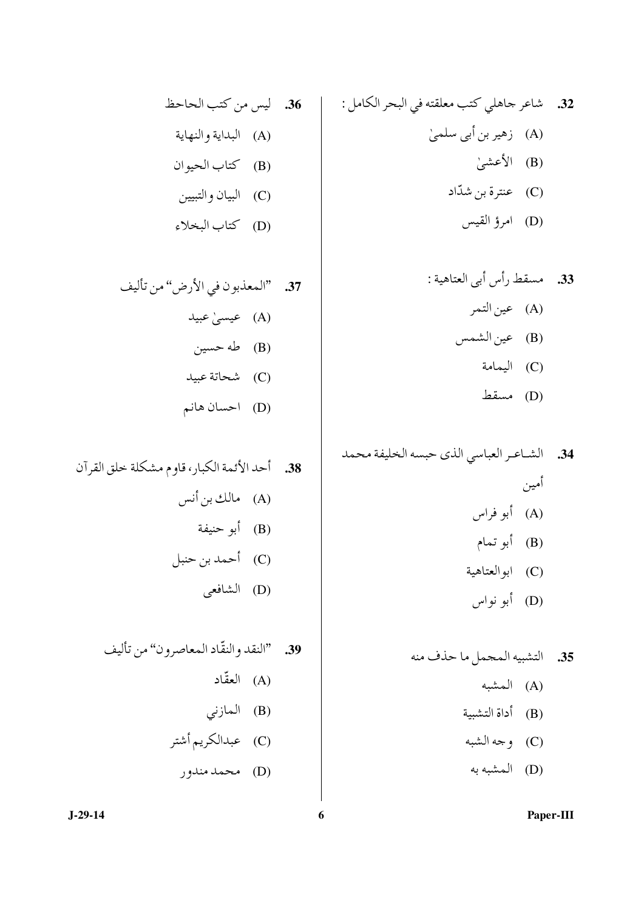**32.** شاعر جاهلي كتب معلقته في البحر الكامل :

(A) زهير بن أبى سلمىٰ

(B) الأعشىٰ

(C) عنترة بن شدّاد

(D) امرؤ القيس

**33.** مسقط رأس أبى العتاهية :

(A) عين التمر

(B) عين الشمس

(C) اليمامة

(D) مسقط

**34.** الشاعر العباسي الذى حبسه الخليفة محمد أمين

(A) أبو فراس

(B) أبو تمام

(C) ابوالعتاهية

(D) أبو نواس

**35.** التشبيه المجمل ما حذف منه

(A) المشبه

(B) أداة التشبية

(C) وجه الشبه

(D) المشبه به

**36.** ليس من كتب الجاحظ

(A) البداية والنهاية

(B) كتاب الحيوان

(C) البيان والتبيين

(D) كتاب البخلاء

**37.** "المعذبون في الأرض" من تأليف

(A) عيسىٰ عبيد

(B) طه حسين

(C) شحاتة عبيد

(D) احسان هانم

**38.** أحد الأئمة الكبار، قاوم مشكلة خلق القرآن

(A) مالك بن أنس

(B) أبو حنيفة

(C) أحمد بن حنبل

(D) الشافعى

**39.** "النقد والنقّاد المعاصرون" من تأليف

(A) العقّاد

(B) المازني

(C) عبدالكريم أشتر

(D) محمد مندور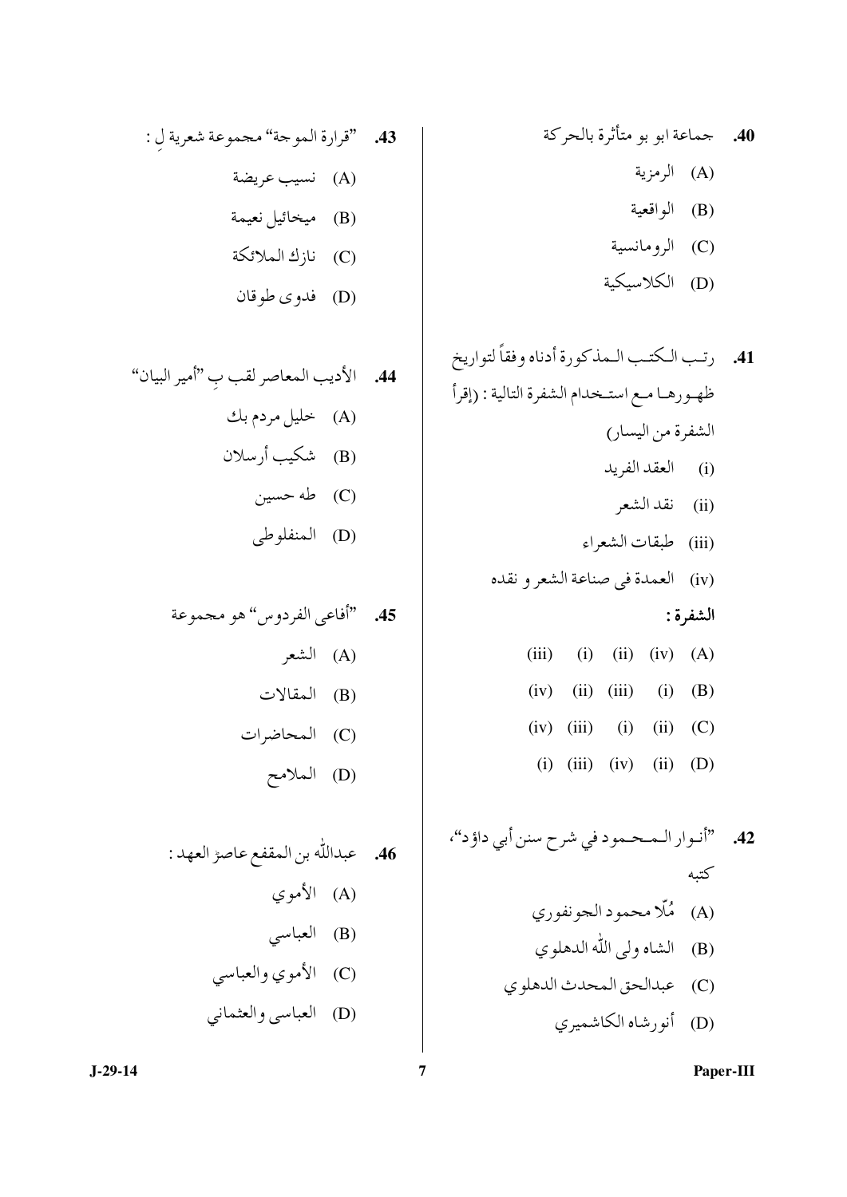**40.** جماعة ابو بو متأثرة بالحركة

(A) الرمزية

(B) الواقعية

(C) الرومانسية

(D) الكلاسيكية

**41.** رتب الكتب المذكورة أدناه وفقاً لتواريخ ظهورها مع استخدام الشفرة التالية : (إقرأ الشفرة من اليسار)

(i) العقد الفريد

(ii) نقد الشعر

(iii) طبقات الشعراء

(iv) العمدة فى صناعة الشعر و نقده

**الشفرة :**

(A) (iv) (ii) (i) (iii)

(B) (i) (iii) (ii) (iv)

(C) (ii) (i) (iii) (iv)

(D) (ii) (iv) (iii) (i)

**42.** "أنوار المحمود في شرح سنن أبي داؤد"، كتبه

(A) مُلّا محمود الجونفوري

(B) الشاه ولى اللّه الدهلوي

(C) عبدالحق المحدث الدهلوي

(D) أنورشاه الكاشميري

**43.** "قرارة الموجة" مجموعة شعرية لِ :

(A) نسيب عريضة

(B) ميخائيل نعيمة

(C) نازك الملائكة

(D) فدوى طوقان

**44.** الأديب المعاصر لقب بِ "أمير البيان"

(A) خليل مردم بك

(B) شكيب أرسلان

(C) طه حسين

(D) المنفلوطى

**45.** "أفاعى الفردوس" هو مجموعة

(A) الشعر

(B) المقالات

(C) المحاضرات

(D) الملامح

**46.** عبداللّه بن المقفع عاصرَ العهد :

(A) الأموي

(B) العباسي

(C) الأموي والعباسي

(D) العباسى والعثماني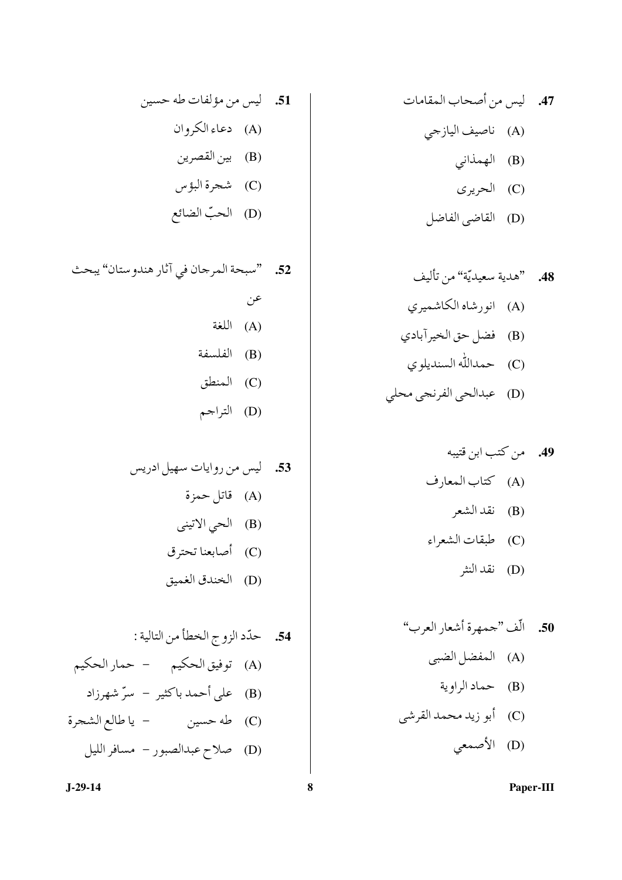**47.** ليس من أصحاب المقامات

(A) ناصيف اليازجي

(B) الهمذاني

(C) الحريرى

(D) القاضى الفاضل

**48.** "هدية سعيديّة" من تأليف

(A) انورشاه الكاشميري

(B) فضل حق الخيرآبادي

(C) حمداللّه السنديلوي

(D) عبدالحى الفرنجى محلي

**49.** من كتب ابن قتيبه

(A) كتاب المعارف

(B) نقد الشعر

(C) طبقات الشعراء

(D) نقد النثر

**50.** الّف "جمهرة أشعار العرب"

(A) المفضل الضبى

(B) حماد الراوية

(C) أبو زيد محمد القرشى

(D) الأصمعي

**51.** ليس من مؤلفات طه حسين

(A) دعاء الكروان

(B) بين القصرين

(C) شجرة البؤس

(D) الحبّ الضائع

**52.** "سبحة المرجان في آثار هندوستان" يبحث عن

(A) اللغة

(B) الفلسفة

(C) المنطق

(D) التراجم

**53.** ليس من روايات سهيل ادريس

(A) قاتل حمزة

(B) الحي الاتينى

(C) أصابعنا تحترق

(D) الخندق الغميق

**54.** حدّد الزوج الخطأ من التالية :

(A) توفيق الحكيم – حمار الحكيم

(B) على أحمد باكثير – سرّ شهرزاد

(C) طه حسين – يا طالع الشجرة

(D) صلاح عبدالصبور – مسافر الليل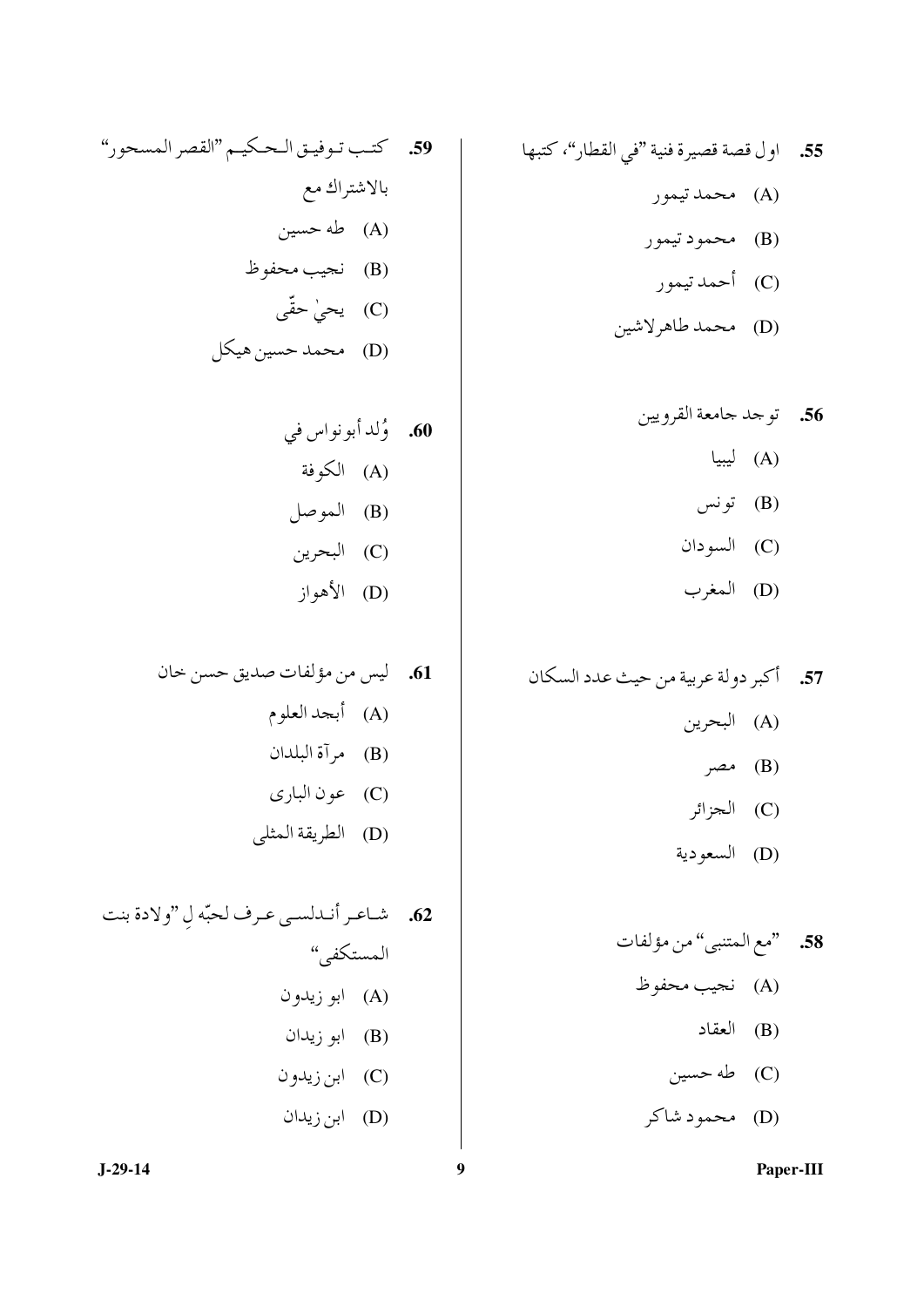**55.** اول قصة قصيرة فنية "في القطار"، كتبها

(A) محمد تيمور

(B) محمود تيمور

(C) أحمد تيمور

(D) محمد طاهرلاشين

**56.** توجد جامعة القرويين

(A) ليبيا

(B) تونس

(C) السودان

(D) المغرب

**57.** أكبر دولة عربية من حيث عدد السكان

(A) البحرين

(B) مصر

(C) الجزائر

(D) السعودية

**58.** "مع المتنبى" من مؤلفات

(A) نجيب محفوظ

(B) العقاد

(C) طه حسين

(D) محمود شاكر

**59.** كتب توفيق الحكيم "القصر المسحور" بالاشتراك مع

(A) طه حسين

(B) نجيب محفوظ

(C) يحيٰ حقّى

(D) محمد حسين هيكل

**60.** وُلد أبونواس في

(A) الكوفة

(B) الموصل

(C) البحرين

(D) الأهواز

**61.** ليس من مؤلفات صديق حسن خان

(A) أبجد العلوم

(B) مرآة البلدان

(C) عون البارى

(D) الطريقة المثلى

**62.** شاعر أندلسى عرف لحبّه لِ "ولادة بنت المستكفى"

(A) ابو زيدون

(B) ابو زيدان

(C) ابن زيدون

(D) ابن زيدان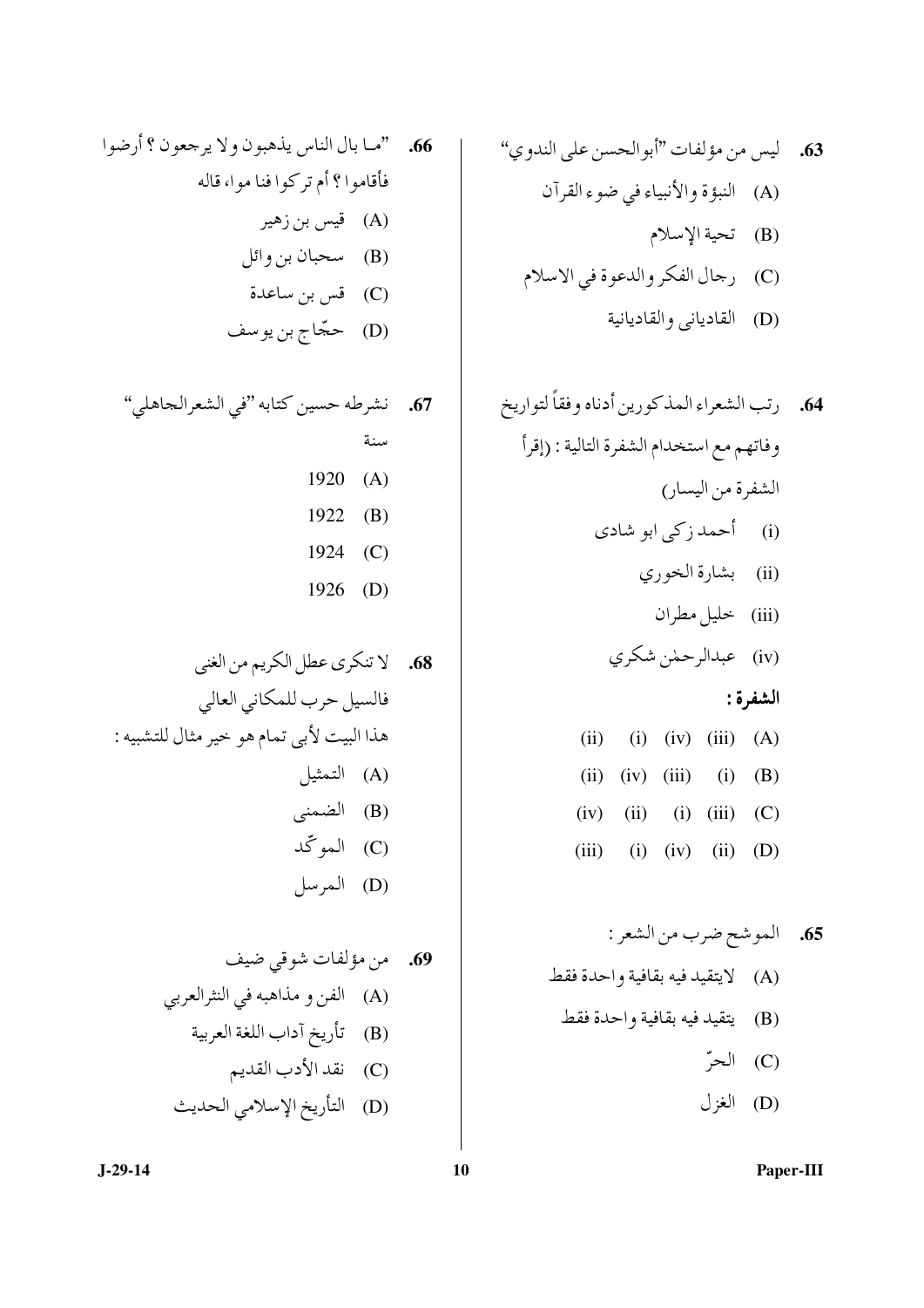**63.** ليس من مؤلفات "أبوالحسن على الندوي"

(A) النبؤة والأنبياء في ضوء القرآن

(B) تحية الإسلام

(C) رجال الفكر والدعوة في الاسلام

(D) القادياني والقاديانية

**64.** رتب الشعراء المذكورين أدناه وفقاً لتواريخ وفاتهم مع استخدام الشفرة التالية : (إقرأ الشفرة من اليسار)

(i) أحمد زكي ابو شادى

(ii) بشارة الخوري

(iii) خليل مطران

(iv) عبدالرحمٰن شكري

**الشفرة :**

(A) (iii) (iv) (i) (ii)

(B) (i) (iii) (iv) (ii)

(C) (iii) (i) (ii) (iv)

(D) (ii) (iv) (i) (iii)

**65.** الموشح ضرب من الشعر :

(A) لايتقيد فيه بقافية واحدة فقط

(B) يتقيد فيه بقافية واحدة فقط

(C) الحرّ

(D) الغزل

**66.** "مـا بال الناس يذهبون ولا يرجعون ؟ أرضوا فأقاموا ؟ أم تركوا فنا موا، قاله

(A) قيس بن زهير

(B) سحبان بن وائل

(C) قس بن ساعدة

(D) حجّاج بن يوسف

**67.** نشرطه حسين كتابه "في الشعرالجاهلي" سنة

(A) 1920

(B) 1922

(C) 1924

(D) 1926

**68.** لا تنكرى عطل الكريم من الغنى
فالسيل حرب للمكاني العالي
هذا البيت لأبى تمام هو خير مثال للتشبيه :

(A) التمثيل

(B) الضمنى

(C) الموكّد

(D) المرسل

**69.** من مؤلفات شوقي ضيف

(A) الفن و مذاهبه في النثرالعربي

(B) تأريخ آداب اللغة العربية

(C) نقد الأدب القديم

(D) التأريخ الإسلامي الحديث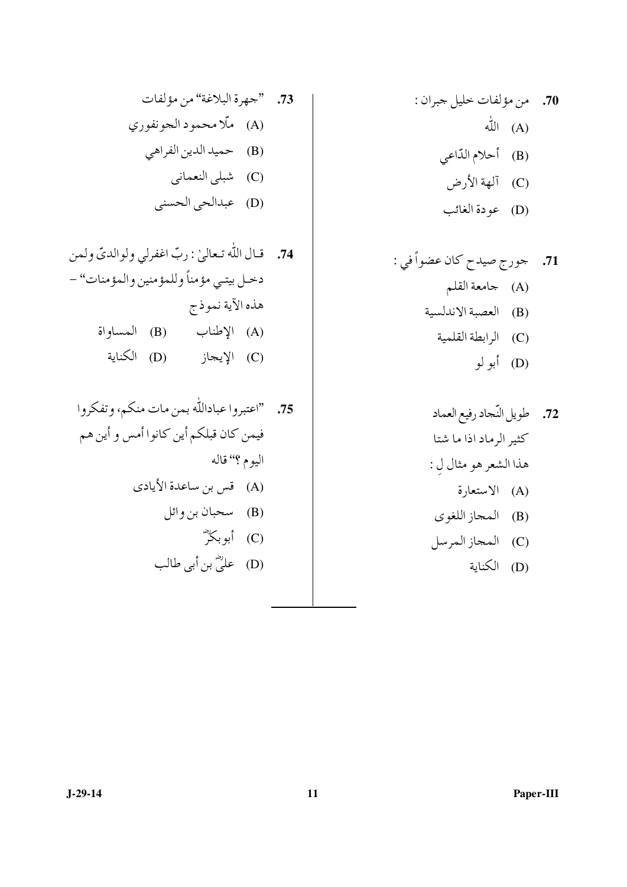70. من مؤلفات خليل جبران :

(A) اللّٰه

(B) أحلام الدّاعي

(C) آلهة الأرض

(D) عودة الغائب

71. جورج صيدح كان عضواً في :

(A) جامعة القلم

(B) العصبة الاندلسية

(C) الرابطة القلمية

(D) أبولو

72. طويل النّجاد رفيع العماد
كثير الرماد اذا ما شتا
هذا الشعر هو مثال لِ :

(A) الاستعارة

(B) المجاز اللغوى

(C) المجاز المرسل

(D) الكناية

73. "جهرة البلاغة" من مؤلفات

(A) ملّا محمود الجونفوري

(B) حميد الدين الفراهي

(C) شبلى النعمانى

(D) عبدالحى الحسنى

74. قال اللّٰه تعالىٰ : ربّ اغفرلي ولوالديّ ولمن دخل بيتي مؤمناً وللمؤمنين والمؤمنات" – هذه الآية نموذج

(A) الإطناب (B) المساواة

(C) الإيجاز (D) الكناية

75. "اعتبروا عباداللّٰه بمن مات منكم، وتفكروا فيمن كان قبلكم أين كانوا أمس و أين هم اليوم ؟" قاله

(A) قس بن ساعدة الأيادى

(B) سحبان بن وائل

(C) أبوبكرؓ

(D) علىؓ بن أبى طالب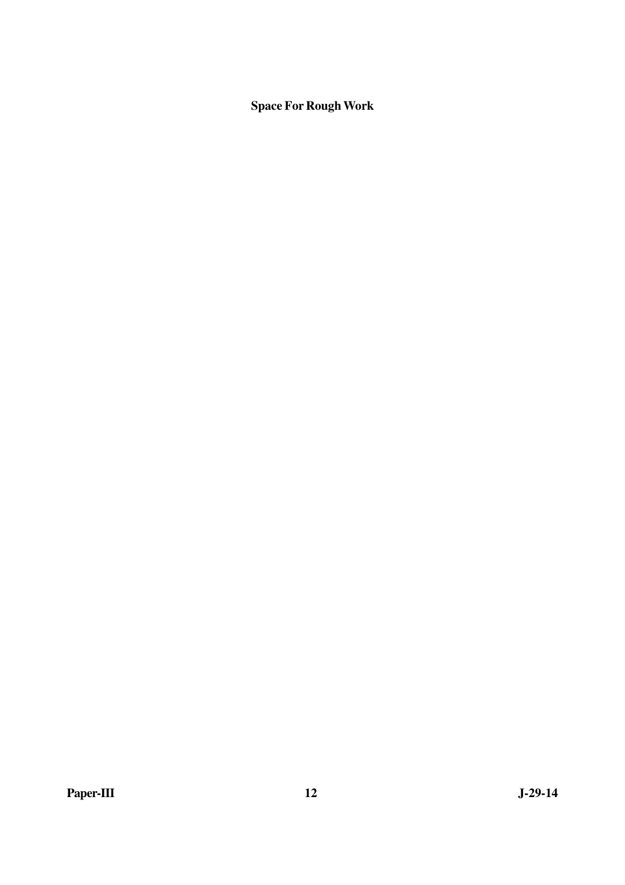**Space For Rough Work**